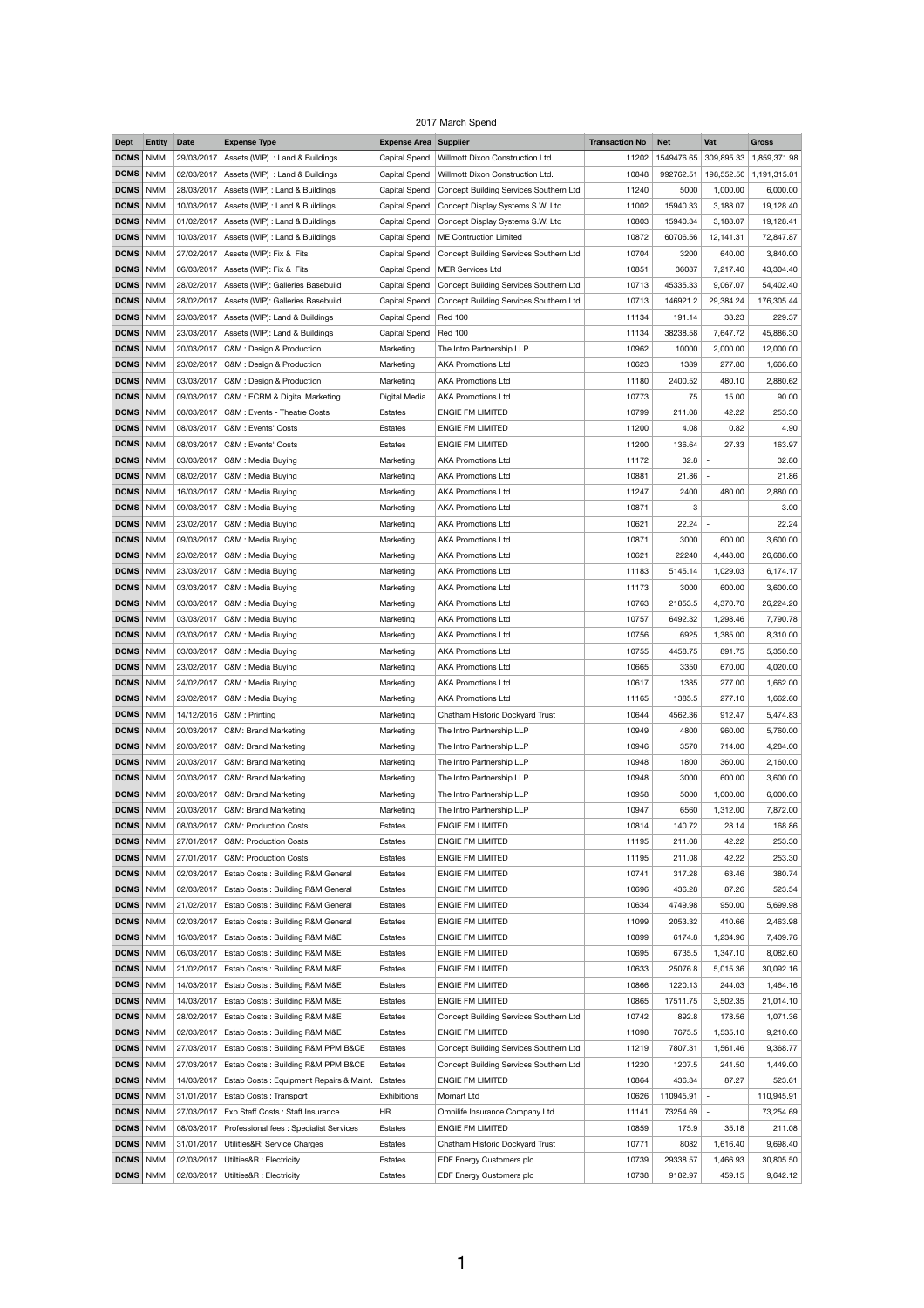# 2017 March Spend

| Dept | Entity | Date | Expense Type | Expense Area | Supplier | Transaction No | Net | Vat | Gross |
|---|---|---|---|---|---|---|---|---|---|
| DCMS | NMM | 29/03/2017 | Assets (WIP) : Land & Buildings | Capital Spend | Willmott Dixon Construction Ltd. | 11202 | 1549476.65 | 309,895.33 | 1,859,371.98 |
| DCMS | NMM | 02/03/2017 | Assets (WIP) : Land & Buildings | Capital Spend | Willmott Dixon Construction Ltd. | 10848 | 992762.51 | 198,552.50 | 1,191,315.01 |
| DCMS | NMM | 28/03/2017 | Assets (WIP) : Land & Buildings | Capital Spend | Concept Building Services Southern Ltd | 11240 | 5000 | 1,000.00 | 6,000.00 |
| DCMS | NMM | 10/03/2017 | Assets (WIP) : Land & Buildings | Capital Spend | Concept Display Systems S.W. Ltd | 11002 | 15940.33 | 3,188.07 | 19,128.40 |
| DCMS | NMM | 01/02/2017 | Assets (WIP) : Land & Buildings | Capital Spend | Concept Display Systems S.W. Ltd | 10803 | 15940.34 | 3,188.07 | 19,128.41 |
| DCMS | NMM | 10/03/2017 | Assets (WIP) : Land & Buildings | Capital Spend | ME Contruction Limited | 10872 | 60706.56 | 12,141.31 | 72,847.87 |
| DCMS | NMM | 27/02/2017 | Assets (WIP): Fix & Fits | Capital Spend | Concept Building Services Southern Ltd | 10704 | 3200 | 640.00 | 3,840.00 |
| DCMS | NMM | 06/03/2017 | Assets (WIP): Fix & Fits | Capital Spend | MER Services Ltd | 10851 | 36087 | 7,217.40 | 43,304.40 |
| DCMS | NMM | 28/02/2017 | Assets (WIP): Galleries Basebuild | Capital Spend | Concept Building Services Southern Ltd | 10713 | 45335.33 | 9,067.07 | 54,402.40 |
| DCMS | NMM | 28/02/2017 | Assets (WIP): Galleries Basebuild | Capital Spend | Concept Building Services Southern Ltd | 10713 | 146921.2 | 29,384.24 | 176,305.44 |
| DCMS | NMM | 23/03/2017 | Assets (WIP): Land & Buildings | Capital Spend | Red 100 | 11134 | 191.14 | 38.23 | 229.37 |
| DCMS | NMM | 23/03/2017 | Assets (WIP): Land & Buildings | Capital Spend | Red 100 | 11134 | 38238.58 | 7,647.72 | 45,886.30 |
| DCMS | NMM | 20/03/2017 | C&M : Design & Production | Marketing | The Intro Partnership LLP | 10962 | 10000 | 2,000.00 | 12,000.00 |
| DCMS | NMM | 23/02/2017 | C&M : Design & Production | Marketing | AKA Promotions Ltd | 10623 | 1389 | 277.80 | 1,666.80 |
| DCMS | NMM | 03/03/2017 | C&M : Design & Production | Marketing | AKA Promotions Ltd | 11180 | 2400.52 | 480.10 | 2,880.62 |
| DCMS | NMM | 09/03/2017 | C&M : ECRM & Digital Marketing | Digital Media | AKA Promotions Ltd | 10773 | 75 | 15.00 | 90.00 |
| DCMS | NMM | 08/03/2017 | C&M : Events - Theatre Costs | Estates | ENGIE FM LIMITED | 10799 | 211.08 | 42.22 | 253.30 |
| DCMS | NMM | 08/03/2017 | C&M : Events' Costs | Estates | ENGIE FM LIMITED | 11200 | 4.08 | 0.82 | 4.90 |
| DCMS | NMM | 08/03/2017 | C&M : Events' Costs | Estates | ENGIE FM LIMITED | 11200 | 136.64 | 27.33 | 163.97 |
| DCMS | NMM | 03/03/2017 | C&M : Media Buying | Marketing | AKA Promotions Ltd | 11172 | 32.8 | - | 32.80 |
| DCMS | NMM | 08/02/2017 | C&M : Media Buying | Marketing | AKA Promotions Ltd | 10881 | 21.86 | - | 21.86 |
| DCMS | NMM | 16/03/2017 | C&M : Media Buying | Marketing | AKA Promotions Ltd | 11247 | 2400 | 480.00 | 2,880.00 |
| DCMS | NMM | 09/03/2017 | C&M : Media Buying | Marketing | AKA Promotions Ltd | 10871 | 3 | - | 3.00 |
| DCMS | NMM | 23/02/2017 | C&M : Media Buying | Marketing | AKA Promotions Ltd | 10621 | 22.24 | - | 22.24 |
| DCMS | NMM | 09/03/2017 | C&M : Media Buying | Marketing | AKA Promotions Ltd | 10871 | 3000 | 600.00 | 3,600.00 |
| DCMS | NMM | 23/02/2017 | C&M : Media Buying | Marketing | AKA Promotions Ltd | 10621 | 22240 | 4,448.00 | 26,688.00 |
| DCMS | NMM | 23/03/2017 | C&M : Media Buying | Marketing | AKA Promotions Ltd | 11183 | 5145.14 | 1,029.03 | 6,174.17 |
| DCMS | NMM | 03/03/2017 | C&M : Media Buying | Marketing | AKA Promotions Ltd | 11173 | 3000 | 600.00 | 3,600.00 |
| DCMS | NMM | 03/03/2017 | C&M : Media Buying | Marketing | AKA Promotions Ltd | 10763 | 21853.5 | 4,370.70 | 26,224.20 |
| DCMS | NMM | 03/03/2017 | C&M : Media Buying | Marketing | AKA Promotions Ltd | 10757 | 6492.32 | 1,298.46 | 7,790.78 |
| DCMS | NMM | 03/03/2017 | C&M : Media Buying | Marketing | AKA Promotions Ltd | 10756 | 6925 | 1,385.00 | 8,310.00 |
| DCMS | NMM | 03/03/2017 | C&M : Media Buying | Marketing | AKA Promotions Ltd | 10755 | 4458.75 | 891.75 | 5,350.50 |
| DCMS | NMM | 23/02/2017 | C&M : Media Buying | Marketing | AKA Promotions Ltd | 10665 | 3350 | 670.00 | 4,020.00 |
| DCMS | NMM | 24/02/2017 | C&M : Media Buying | Marketing | AKA Promotions Ltd | 10617 | 1385 | 277.00 | 1,662.00 |
| DCMS | NMM | 23/02/2017 | C&M : Media Buying | Marketing | AKA Promotions Ltd | 11165 | 1385.5 | 277.10 | 1,662.60 |
| DCMS | NMM | 14/12/2016 | C&M : Printing | Marketing | Chatham Historic Dockyard Trust | 10644 | 4562.36 | 912.47 | 5,474.83 |
| DCMS | NMM | 20/03/2017 | C&M: Brand Marketing | Marketing | The Intro Partnership LLP | 10949 | 4800 | 960.00 | 5,760.00 |
| DCMS | NMM | 20/03/2017 | C&M: Brand Marketing | Marketing | The Intro Partnership LLP | 10946 | 3570 | 714.00 | 4,284.00 |
| DCMS | NMM | 20/03/2017 | C&M: Brand Marketing | Marketing | The Intro Partnership LLP | 10948 | 1800 | 360.00 | 2,160.00 |
| DCMS | NMM | 20/03/2017 | C&M: Brand Marketing | Marketing | The Intro Partnership LLP | 10948 | 3000 | 600.00 | 3,600.00 |
| DCMS | NMM | 20/03/2017 | C&M: Brand Marketing | Marketing | The Intro Partnership LLP | 10958 | 5000 | 1,000.00 | 6,000.00 |
| DCMS | NMM | 20/03/2017 | C&M: Brand Marketing | Marketing | The Intro Partnership LLP | 10947 | 6560 | 1,312.00 | 7,872.00 |
| DCMS | NMM | 08/03/2017 | C&M: Production Costs | Estates | ENGIE FM LIMITED | 10814 | 140.72 | 28.14 | 168.86 |
| DCMS | NMM | 27/01/2017 | C&M: Production Costs | Estates | ENGIE FM LIMITED | 11195 | 211.08 | 42.22 | 253.30 |
| DCMS | NMM | 27/01/2017 | C&M: Production Costs | Estates | ENGIE FM LIMITED | 11195 | 211.08 | 42.22 | 253.30 |
| DCMS | NMM | 02/03/2017 | Estab Costs : Building R&M General | Estates | ENGIE FM LIMITED | 10741 | 317.28 | 63.46 | 380.74 |
| DCMS | NMM | 02/03/2017 | Estab Costs : Building R&M General | Estates | ENGIE FM LIMITED | 10696 | 436.28 | 87.26 | 523.54 |
| DCMS | NMM | 21/02/2017 | Estab Costs : Building R&M General | Estates | ENGIE FM LIMITED | 10634 | 4749.98 | 950.00 | 5,699.98 |
| DCMS | NMM | 02/03/2017 | Estab Costs : Building R&M General | Estates | ENGIE FM LIMITED | 11099 | 2053.32 | 410.66 | 2,463.98 |
| DCMS | NMM | 16/03/2017 | Estab Costs : Building R&M M&E | Estates | ENGIE FM LIMITED | 10899 | 6174.8 | 1,234.96 | 7,409.76 |
| DCMS | NMM | 06/03/2017 | Estab Costs : Building R&M M&E | Estates | ENGIE FM LIMITED | 10695 | 6735.5 | 1,347.10 | 8,082.60 |
| DCMS | NMM | 21/02/2017 | Estab Costs : Building R&M M&E | Estates | ENGIE FM LIMITED | 10633 | 25076.8 | 5,015.36 | 30,092.16 |
| DCMS | NMM | 14/03/2017 | Estab Costs : Building R&M M&E | Estates | ENGIE FM LIMITED | 10866 | 1220.13 | 244.03 | 1,464.16 |
| DCMS | NMM | 14/03/2017 | Estab Costs : Building R&M M&E | Estates | ENGIE FM LIMITED | 10865 | 17511.75 | 3,502.35 | 21,014.10 |
| DCMS | NMM | 28/02/2017 | Estab Costs : Building R&M M&E | Estates | Concept Building Services Southern Ltd | 10742 | 892.8 | 178.56 | 1,071.36 |
| DCMS | NMM | 02/03/2017 | Estab Costs : Building R&M M&E | Estates | ENGIE FM LIMITED | 11098 | 7675.5 | 1,535.10 | 9,210.60 |
| DCMS | NMM | 27/03/2017 | Estab Costs : Building R&M PPM B&CE | Estates | Concept Building Services Southern Ltd | 11219 | 7807.31 | 1,561.46 | 9,368.77 |
| DCMS | NMM | 27/03/2017 | Estab Costs : Building R&M PPM B&CE | Estates | Concept Building Services Southern Ltd | 11220 | 1207.5 | 241.50 | 1,449.00 |
| DCMS | NMM | 14/03/2017 | Estab Costs : Equipment Repairs & Maint. | Estates | ENGIE FM LIMITED | 10864 | 436.34 | 87.27 | 523.61 |
| DCMS | NMM | 31/01/2017 | Estab Costs : Transport | Exhibitions | Momart Ltd | 10626 | 110945.91 | - | 110,945.91 |
| DCMS | NMM | 27/03/2017 | Exp Staff Costs : Staff Insurance | HR | Omnilife Insurance Company Ltd | 11141 | 73254.69 | - | 73,254.69 |
| DCMS | NMM | 08/03/2017 | Professional fees : Specialist Services | Estates | ENGIE FM LIMITED | 10859 | 175.9 | 35.18 | 211.08 |
| DCMS | NMM | 31/01/2017 | Utilities&R: Service Charges | Estates | Chatham Historic Dockyard Trust | 10771 | 8082 | 1,616.40 | 9,698.40 |
| DCMS | NMM | 02/03/2017 | Utilities&R : Electricity | Estates | EDF Energy Customers plc | 10739 | 29338.57 | 1,466.93 | 30,805.50 |
| DCMS | NMM | 02/03/2017 | Utilities&R : Electricity | Estates | EDF Energy Customers plc | 10738 | 9182.97 | 459.15 | 9,642.12 |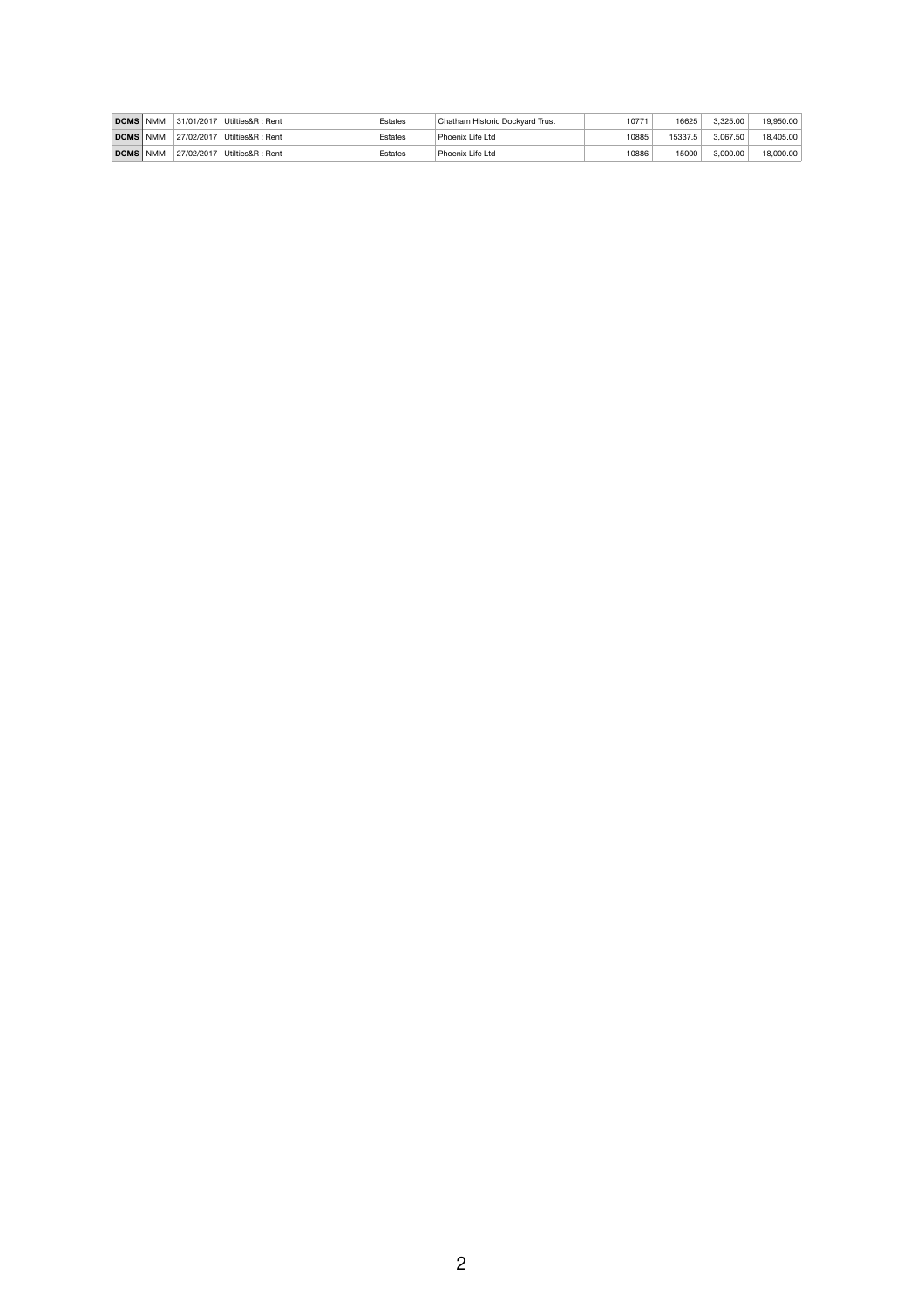| | | | | | | | | | |
|---|---|---|---|---|---|---|---|---|---|
| **DCMS** | NMM | 31/01/2017 | Utilties&R : Rent | Estates | Chatham Historic Dockyard Trust | 10771 | 16625 | 3,325.00 | 19,950.00 |
| **DCMS** | NMM | 27/02/2017 | Utilties&R : Rent | Estates | Phoenix Life Ltd | 10885 | 15337.5 | 3,067.50 | 18,405.00 |
| **DCMS** | NMM | 27/02/2017 | Utilties&R : Rent | Estates | Phoenix Life Ltd | 10886 | 15000 | 3,000.00 | 18,000.00 |